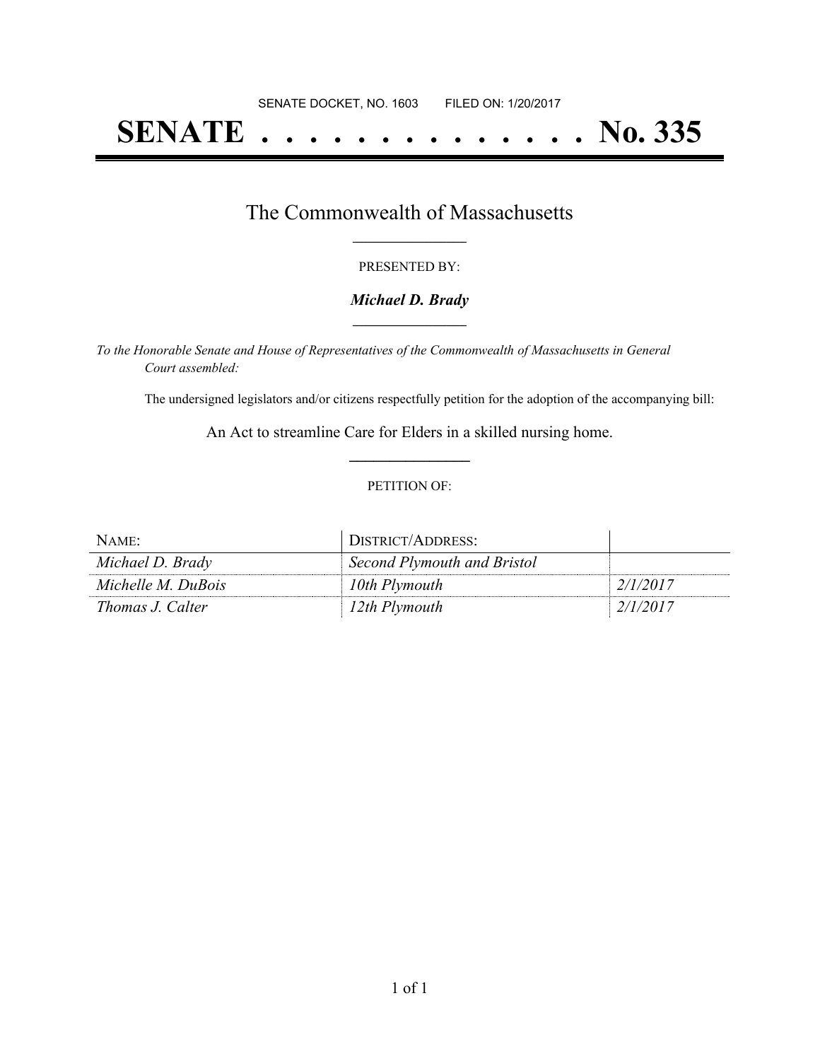SENATE DOCKET, NO. 1603 FILED ON: 1/20/2017

# SENATE . . . . . . . . . . . . . . No. 335

## The Commonwealth of Massachusetts

PRESENTED BY:

***Michael D. Brady***

*To the Honorable Senate and House of Representatives of the Commonwealth of Massachusetts in General Court assembled:*

The undersigned legislators and/or citizens respectfully petition for the adoption of the accompanying bill:

An Act to streamline Care for Elders in a skilled nursing home.

PETITION OF:

| NAME: | DISTRICT/ADDRESS: | |
|---|---|---|
| *Michael D. Brady* | *Second Plymouth and Bristol* | |
| *Michelle M. DuBois* | *10th Plymouth* | *2/1/2017* |
| *Thomas J. Calter* | *12th Plymouth* | *2/1/2017* |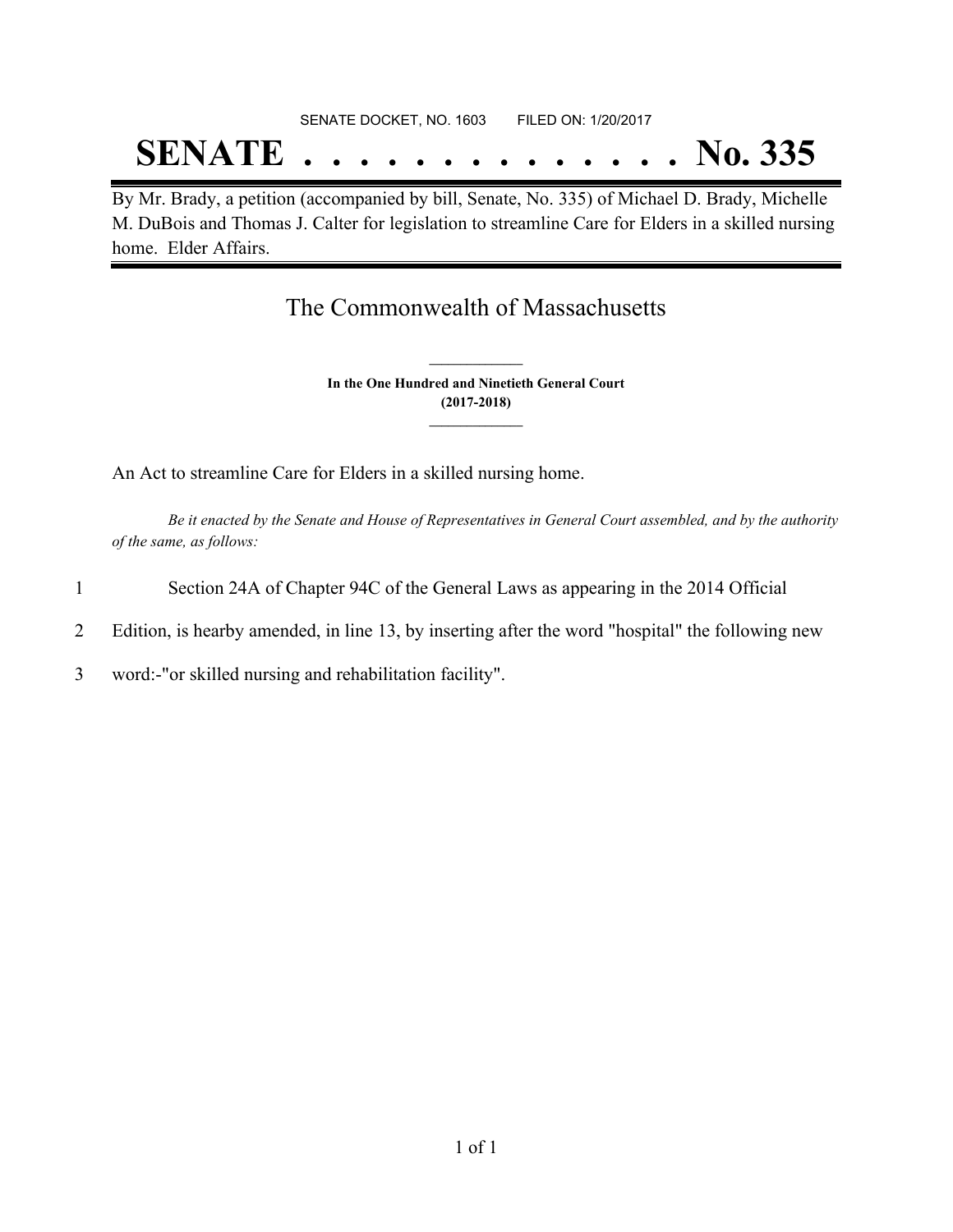SENATE DOCKET, NO. 1603        FILED ON: 1/20/2017

# SENATE . . . . . . . . . . . . . . No. 335

By Mr. Brady, a petition (accompanied by bill, Senate, No. 335) of Michael D. Brady, Michelle M. DuBois and Thomas J. Calter for legislation to streamline Care for Elders in a skilled nursing home. Elder Affairs.

## The Commonwealth of Massachusetts

**In the One Hundred and Ninetieth General Court**
**(2017-2018)**

An Act to streamline Care for Elders in a skilled nursing home.

*Be it enacted by the Senate and House of Representatives in General Court assembled, and by the authority of the same, as follows:*

1 Section 24A of Chapter 94C of the General Laws as appearing in the 2014 Official
2 Edition, is hearby amended, in line 13, by inserting after the word "hospital" the following new
3 word:-"or skilled nursing and rehabilitation facility".